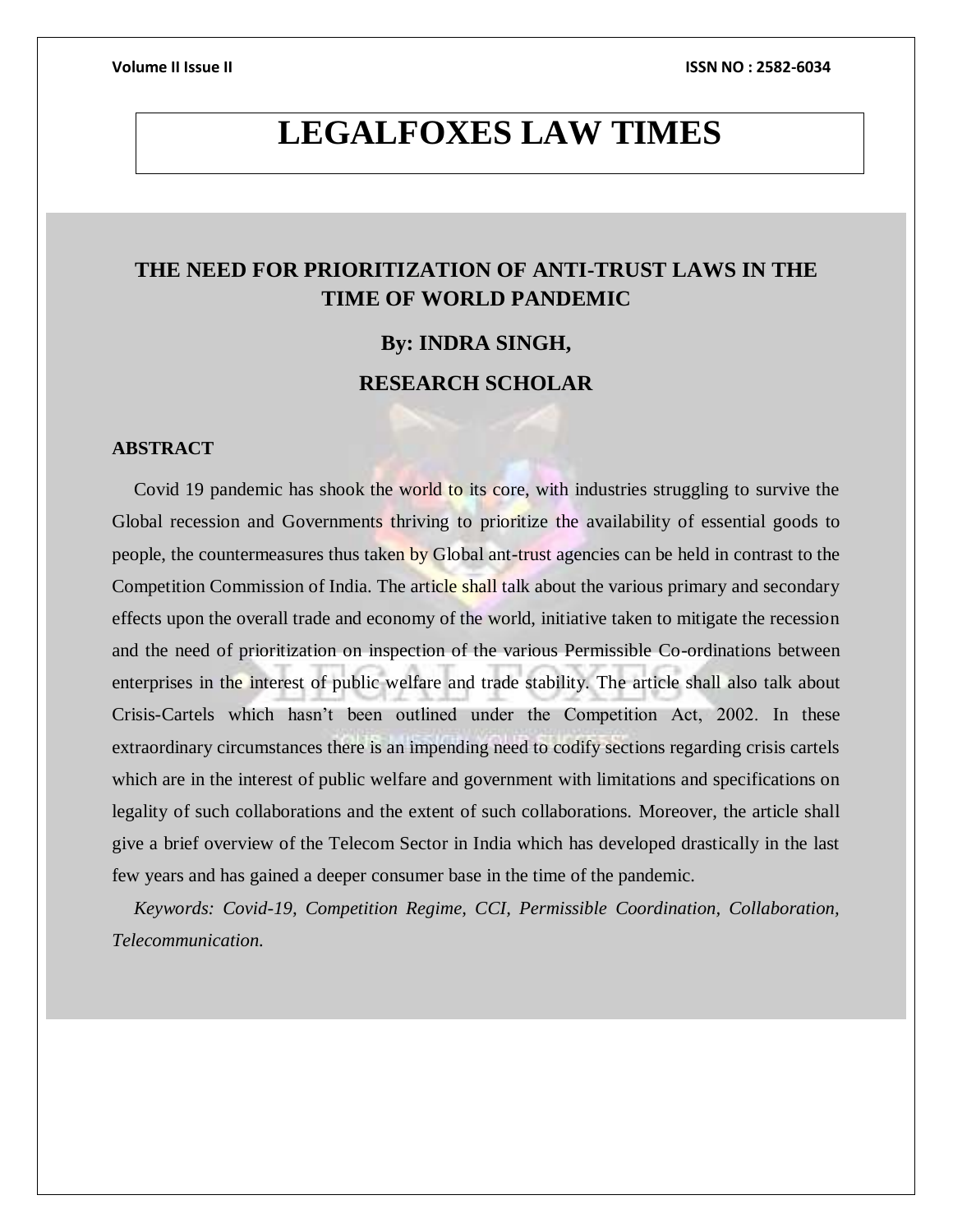# LEGALFOXES LAW TIMES

## THE NEED FOR PRIORITIZATION OF ANTI-TRUST LAWS IN THE TIME OF WORLD PANDEMIC

**By: INDRA SINGH,**

**RESEARCH SCHOLAR**

### ABSTRACT

Covid 19 pandemic has shook the world to its core, with industries struggling to survive the Global recession and Governments thriving to prioritize the availability of essential goods to people, the countermeasures thus taken by Global ant-trust agencies can be held in contrast to the Competition Commission of India. The article shall talk about the various primary and secondary effects upon the overall trade and economy of the world, initiative taken to mitigate the recession and the need of prioritization on inspection of the various Permissible Co-ordinations between enterprises in the interest of public welfare and trade stability. The article shall also talk about Crisis-Cartels which hasn't been outlined under the Competition Act, 2002. In these extraordinary circumstances there is an impending need to codify sections regarding crisis cartels which are in the interest of public welfare and government with limitations and specifications on legality of such collaborations and the extent of such collaborations. Moreover, the article shall give a brief overview of the Telecom Sector in India which has developed drastically in the last few years and has gained a deeper consumer base in the time of the pandemic.

*Keywords: Covid-19, Competition Regime, CCI, Permissible Coordination, Collaboration, Telecommunication.*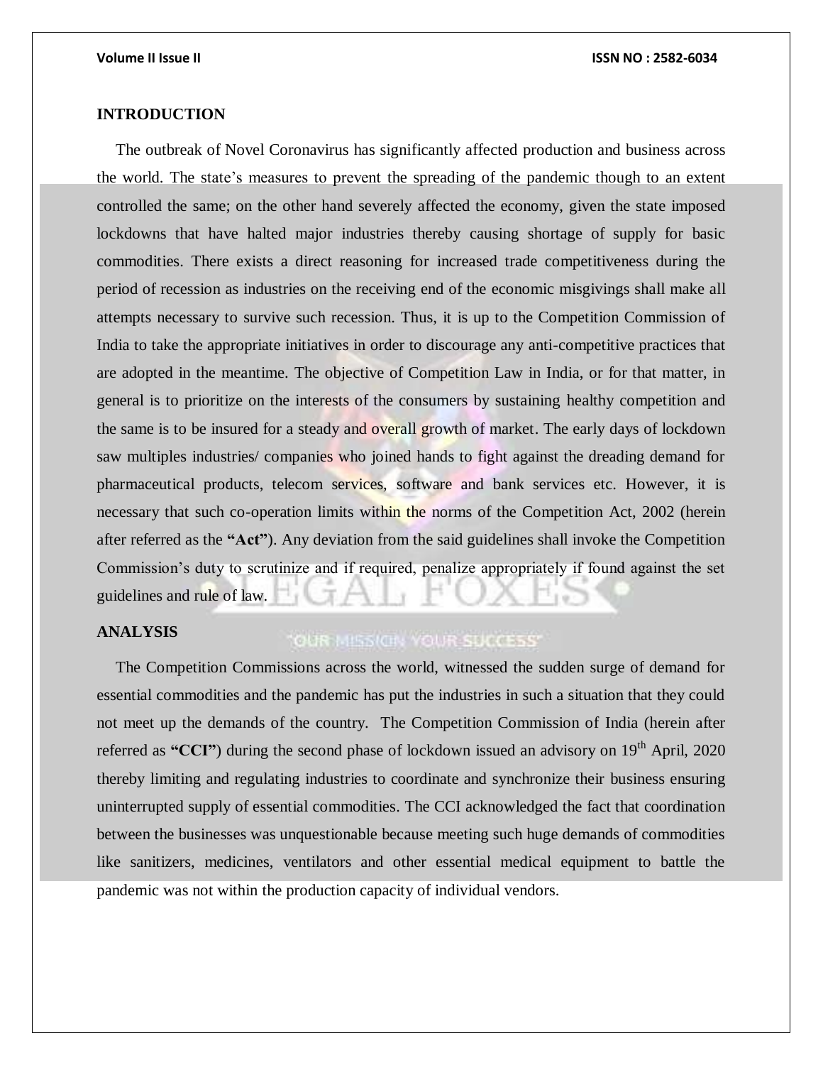## INTRODUCTION

The outbreak of Novel Coronavirus has significantly affected production and business across the world. The state's measures to prevent the spreading of the pandemic though to an extent controlled the same; on the other hand severely affected the economy, given the state imposed lockdowns that have halted major industries thereby causing shortage of supply for basic commodities. There exists a direct reasoning for increased trade competitiveness during the period of recession as industries on the receiving end of the economic misgivings shall make all attempts necessary to survive such recession. Thus, it is up to the Competition Commission of India to take the appropriate initiatives in order to discourage any anti-competitive practices that are adopted in the meantime. The objective of Competition Law in India, or for that matter, in general is to prioritize on the interests of the consumers by sustaining healthy competition and the same is to be insured for a steady and overall growth of market. The early days of lockdown saw multiples industries/ companies who joined hands to fight against the dreading demand for pharmaceutical products, telecom services, software and bank services etc. However, it is necessary that such co-operation limits within the norms of the Competition Act, 2002 (herein after referred as the **"Act"**). Any deviation from the said guidelines shall invoke the Competition Commission's duty to scrutinize and if required, penalize appropriately if found against the set guidelines and rule of law.

## ANALYSIS

The Competition Commissions across the world, witnessed the sudden surge of demand for essential commodities and the pandemic has put the industries in such a situation that they could not meet up the demands of the country. The Competition Commission of India (herein after referred as **"CCI"**) during the second phase of lockdown issued an advisory on 19th April, 2020 thereby limiting and regulating industries to coordinate and synchronize their business ensuring uninterrupted supply of essential commodities. The CCI acknowledged the fact that coordination between the businesses was unquestionable because meeting such huge demands of commodities like sanitizers, medicines, ventilators and other essential medical equipment to battle the pandemic was not within the production capacity of individual vendors.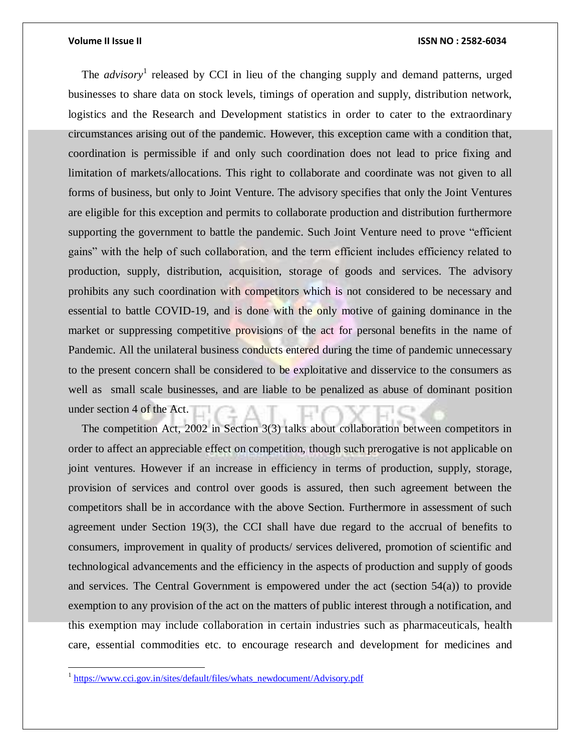The *advisory*[1] released by CCI in lieu of the changing supply and demand patterns, urged businesses to share data on stock levels, timings of operation and supply, distribution network, logistics and the Research and Development statistics in order to cater to the extraordinary circumstances arising out of the pandemic. However, this exception came with a condition that, coordination is permissible if and only such coordination does not lead to price fixing and limitation of markets/allocations. This right to collaborate and coordinate was not given to all forms of business, but only to Joint Venture. The advisory specifies that only the Joint Ventures are eligible for this exception and permits to collaborate production and distribution furthermore supporting the government to battle the pandemic. Such Joint Venture need to prove "efficient gains" with the help of such collaboration, and the term efficient includes efficiency related to production, supply, distribution, acquisition, storage of goods and services. The advisory prohibits any such coordination with competitors which is not considered to be necessary and essential to battle COVID-19, and is done with the only motive of gaining dominance in the market or suppressing competitive provisions of the act for personal benefits in the name of Pandemic. All the unilateral business conducts entered during the time of pandemic unnecessary to the present concern shall be considered to be exploitative and disservice to the consumers as well as small scale businesses, and are liable to be penalized as abuse of dominant position under section 4 of the Act.

The competition Act, 2002 in Section 3(3) talks about collaboration between competitors in order to affect an appreciable effect on competition, though such prerogative is not applicable on joint ventures. However if an increase in efficiency in terms of production, supply, storage, provision of services and control over goods is assured, then such agreement between the competitors shall be in accordance with the above Section. Furthermore in assessment of such agreement under Section 19(3), the CCI shall have due regard to the accrual of benefits to consumers, improvement in quality of products/ services delivered, promotion of scientific and technological advancements and the efficiency in the aspects of production and supply of goods and services. The Central Government is empowered under the act (section 54(a)) to provide exemption to any provision of the act on the matters of public interest through a notification, and this exemption may include collaboration in certain industries such as pharmaceuticals, health care, essential commodities etc. to encourage research and development for medicines and

[1] https://www.cci.gov.in/sites/default/files/whats_newdocument/Advisory.pdf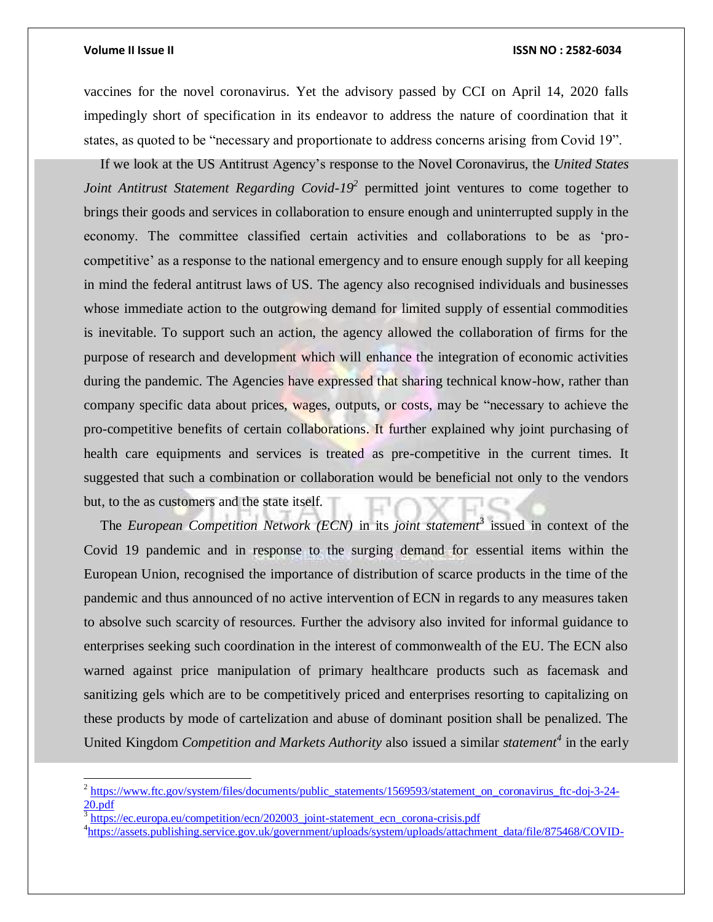vaccines for the novel coronavirus. Yet the advisory passed by CCI on April 14, 2020 falls impedingly short of specification in its endeavor to address the nature of coordination that it states, as quoted to be "necessary and proportionate to address concerns arising from Covid 19".

If we look at the US Antitrust Agency's response to the Novel Coronavirus, the *United States Joint Antitrust Statement Regarding Covid-19*[2] permitted joint ventures to come together to brings their goods and services in collaboration to ensure enough and uninterrupted supply in the economy. The committee classified certain activities and collaborations to be as 'pro-competitive' as a response to the national emergency and to ensure enough supply for all keeping in mind the federal antitrust laws of US. The agency also recognised individuals and businesses whose immediate action to the outgrowing demand for limited supply of essential commodities is inevitable. To support such an action, the agency allowed the collaboration of firms for the purpose of research and development which will enhance the integration of economic activities during the pandemic. The Agencies have expressed that sharing technical know-how, rather than company specific data about prices, wages, outputs, or costs, may be "necessary to achieve the pro-competitive benefits of certain collaborations. It further explained why joint purchasing of health care equipments and services is treated as pre-competitive in the current times. It suggested that such a combination or collaboration would be beneficial not only to the vendors but, to the as customers and the state itself.

The *European Competition Network (ECN)* in its *joint statement*[3] issued in context of the Covid 19 pandemic and in response to the surging demand for essential items within the European Union, recognised the importance of distribution of scarce products in the time of the pandemic and thus announced of no active intervention of ECN in regards to any measures taken to absolve such scarcity of resources. Further the advisory also invited for informal guidance to enterprises seeking such coordination in the interest of commonwealth of the EU. The ECN also warned against price manipulation of primary healthcare products such as facemask and sanitizing gels which are to be competitively priced and enterprises resorting to capitalizing on these products by mode of cartelization and abuse of dominant position shall be penalized. The United Kingdom *Competition and Markets Authority* also issued a similar *statement*[4] in the early

---

[2] https://www.ftc.gov/system/files/documents/public_statements/1569593/statement_on_coronavirus_ftc-doj-3-24-20.pdf

[3] https://ec.europa.eu/competition/ecn/202003_joint-statement_ecn_corona-crisis.pdf

[4] https://assets.publishing.service.gov.uk/government/uploads/system/uploads/attachment_data/file/875468/COVID-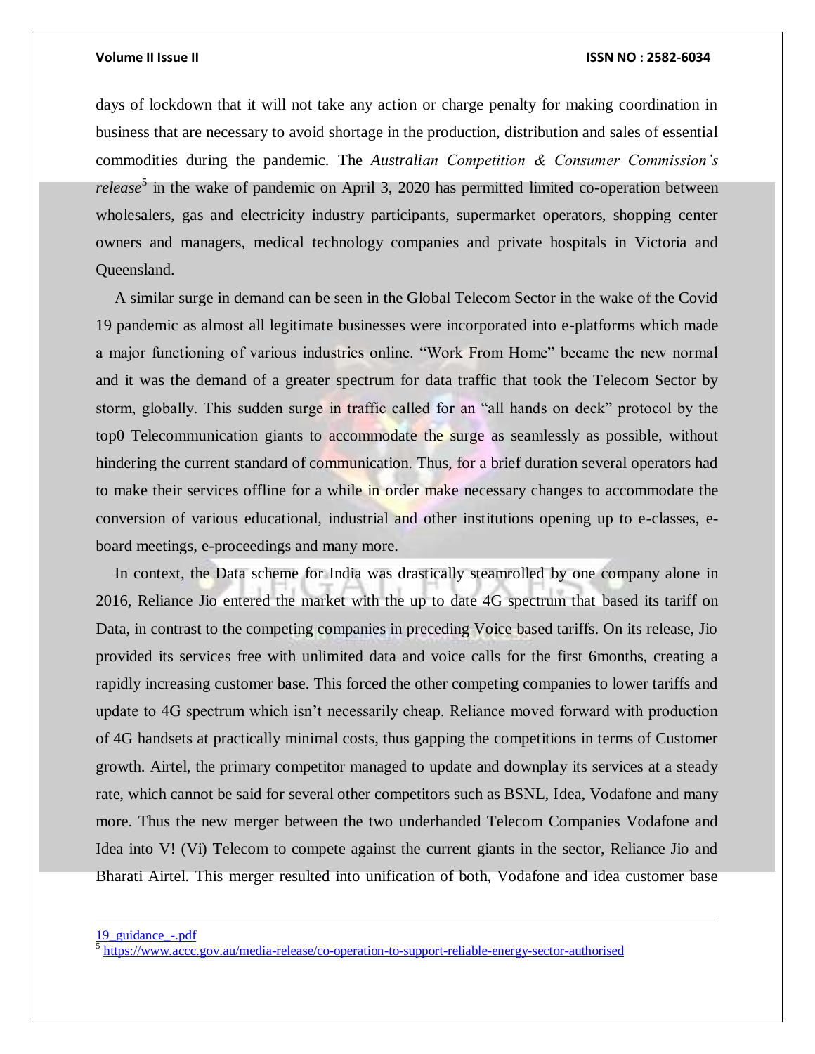days of lockdown that it will not take any action or charge penalty for making coordination in business that are necessary to avoid shortage in the production, distribution and sales of essential commodities during the pandemic. The *Australian Competition & Consumer Commission's release*[5] in the wake of pandemic on April 3, 2020 has permitted limited co-operation between wholesalers, gas and electricity industry participants, supermarket operators, shopping center owners and managers, medical technology companies and private hospitals in Victoria and Queensland.

A similar surge in demand can be seen in the Global Telecom Sector in the wake of the Covid 19 pandemic as almost all legitimate businesses were incorporated into e-platforms which made a major functioning of various industries online. "Work From Home" became the new normal and it was the demand of a greater spectrum for data traffic that took the Telecom Sector by storm, globally. This sudden surge in traffic called for an "all hands on deck" protocol by the top0 Telecommunication giants to accommodate the surge as seamlessly as possible, without hindering the current standard of communication. Thus, for a brief duration several operators had to make their services offline for a while in order make necessary changes to accommodate the conversion of various educational, industrial and other institutions opening up to e-classes, e-board meetings, e-proceedings and many more.

In context, the Data scheme for India was drastically steamrolled by one company alone in 2016, Reliance Jio entered the market with the up to date 4G spectrum that based its tariff on Data, in contrast to the competing companies in preceding Voice based tariffs. On its release, Jio provided its services free with unlimited data and voice calls for the first 6months, creating a rapidly increasing customer base. This forced the other competing companies to lower tariffs and update to 4G spectrum which isn't necessarily cheap. Reliance moved forward with production of 4G handsets at practically minimal costs, thus gapping the competitions in terms of Customer growth. Airtel, the primary competitor managed to update and downplay its services at a steady rate, which cannot be said for several other competitors such as BSNL, Idea, Vodafone and many more. Thus the new merger between the two underhanded Telecom Companies Vodafone and Idea into V! (Vi) Telecom to compete against the current giants in the sector, Reliance Jio and Bharati Airtel. This merger resulted into unification of both, Vodafone and idea customer base

---

19_guidance_-.pdf

[5] https://www.accc.gov.au/media-release/co-operation-to-support-reliable-energy-sector-authorised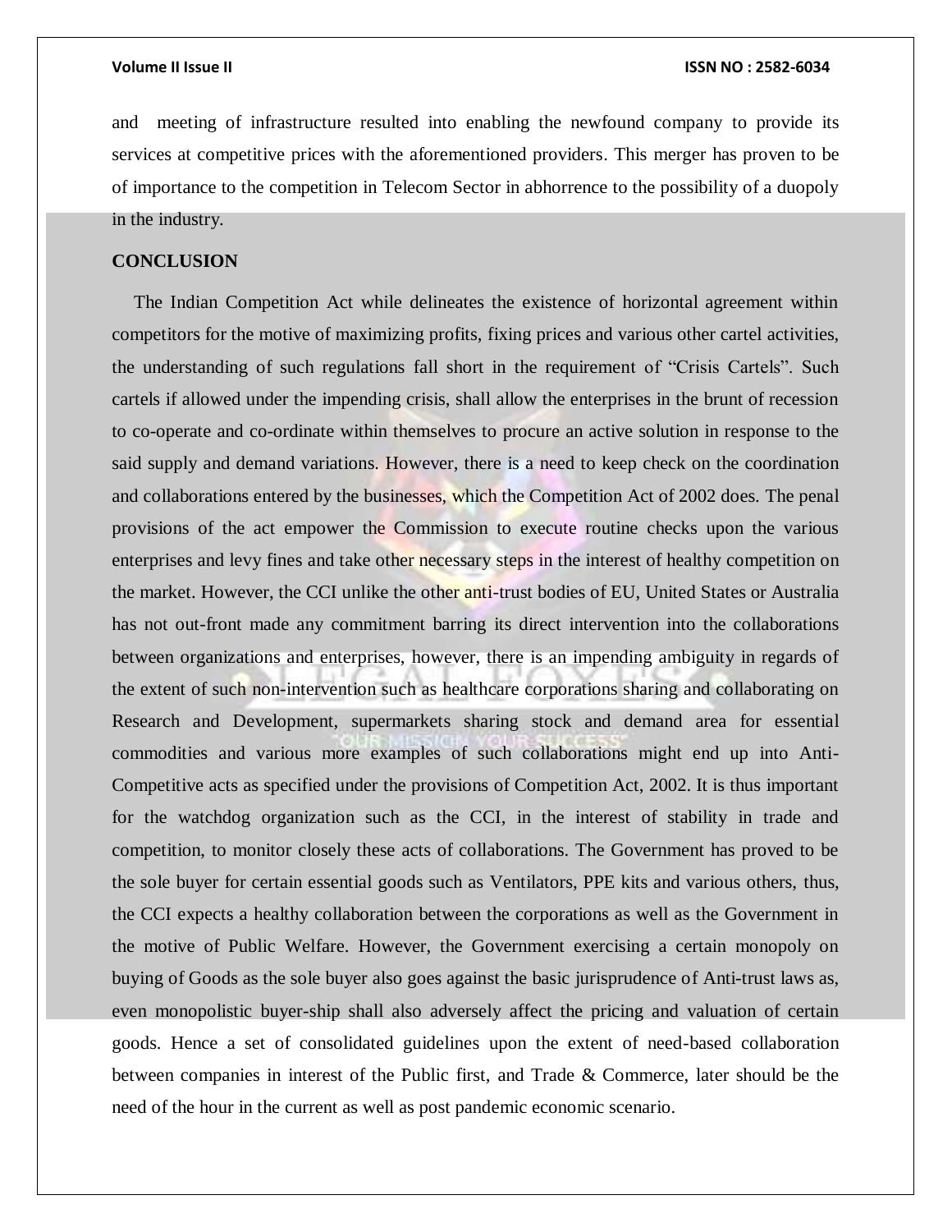and meeting of infrastructure resulted into enabling the newfound company to provide its services at competitive prices with the aforementioned providers. This merger has proven to be of importance to the competition in Telecom Sector in abhorrence to the possibility of a duopoly in the industry.

## CONCLUSION

The Indian Competition Act while delineates the existence of horizontal agreement within competitors for the motive of maximizing profits, fixing prices and various other cartel activities, the understanding of such regulations fall short in the requirement of "Crisis Cartels". Such cartels if allowed under the impending crisis, shall allow the enterprises in the brunt of recession to co-operate and co-ordinate within themselves to procure an active solution in response to the said supply and demand variations. However, there is a need to keep check on the coordination and collaborations entered by the businesses, which the Competition Act of 2002 does. The penal provisions of the act empower the Commission to execute routine checks upon the various enterprises and levy fines and take other necessary steps in the interest of healthy competition on the market. However, the CCI unlike the other anti-trust bodies of EU, United States or Australia has not out-front made any commitment barring its direct intervention into the collaborations between organizations and enterprises, however, there is an impending ambiguity in regards of the extent of such non-intervention such as healthcare corporations sharing and collaborating on Research and Development, supermarkets sharing stock and demand area for essential commodities and various more examples of such collaborations might end up into Anti-Competitive acts as specified under the provisions of Competition Act, 2002. It is thus important for the watchdog organization such as the CCI, in the interest of stability in trade and competition, to monitor closely these acts of collaborations. The Government has proved to be the sole buyer for certain essential goods such as Ventilators, PPE kits and various others, thus, the CCI expects a healthy collaboration between the corporations as well as the Government in the motive of Public Welfare. However, the Government exercising a certain monopoly on buying of Goods as the sole buyer also goes against the basic jurisprudence of Anti-trust laws as, even monopolistic buyer-ship shall also adversely affect the pricing and valuation of certain goods. Hence a set of consolidated guidelines upon the extent of need-based collaboration between companies in interest of the Public first, and Trade & Commerce, later should be the need of the hour in the current as well as post pandemic economic scenario.